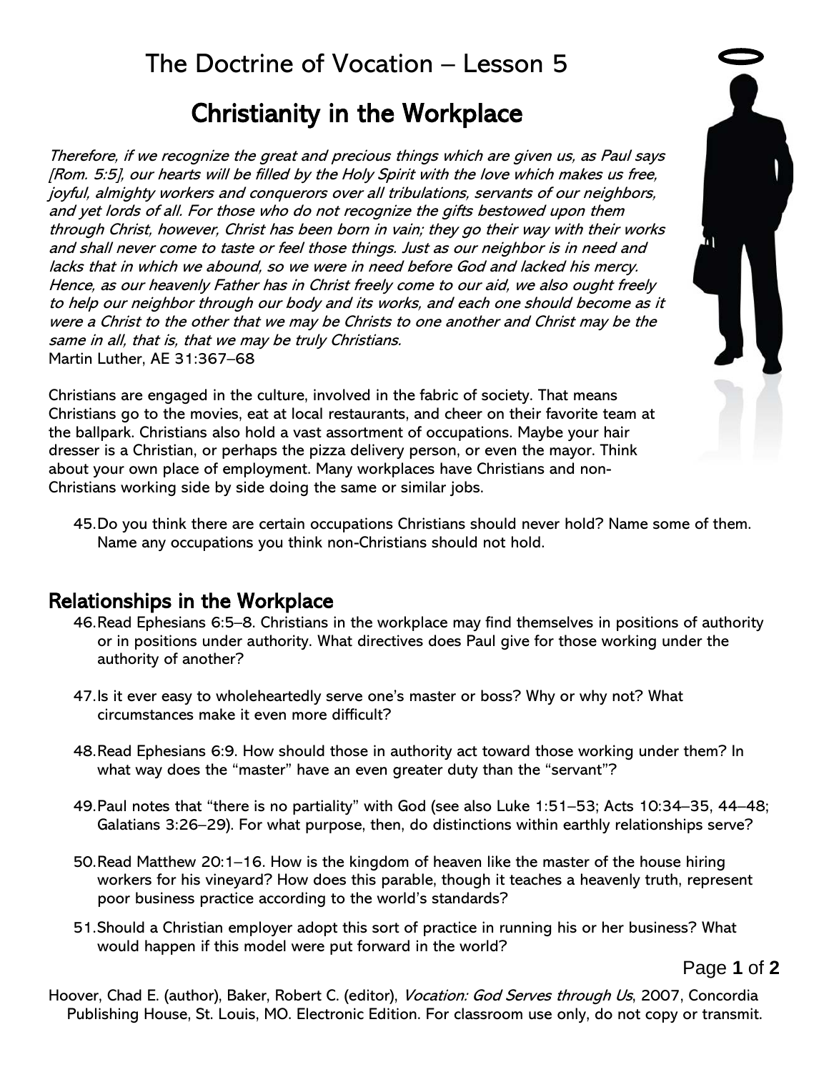# The Doctrine of Vocation – Lesson 5

## Christianity in the Workplace

*Therefore, if we recognize the great and precious things which are given us, as Paul says [Rom. 5:5], our hearts will be filled by the Holy Spirit with the love which makes us free, joyful, almighty workers and conquerors over all tribulations, servants of our neighbors, and yet lords of all. For those who do not recognize the gifts bestowed upon them through Christ, however, Christ has been born in vain; they go their way with their works and shall never come to taste or feel those things. Just as our neighbor is in need and lacks that in which we abound, so we were in need before God and lacked his mercy. Hence, as our heavenly Father has in Christ freely come to our aid, we also ought freely to help our neighbor through our body and its works, and each one should become as it were a Christ to the other that we may be Christs to one another and Christ may be the same in all, that is, that we may be truly Christians.*
Martin Luther, AE 31:367–68

Christians are engaged in the culture, involved in the fabric of society. That means Christians go to the movies, eat at local restaurants, and cheer on their favorite team at the ballpark. Christians also hold a vast assortment of occupations. Maybe your hair dresser is a Christian, or perhaps the pizza delivery person, or even the mayor. Think about your own place of employment. Many workplaces have Christians and non-Christians working side by side doing the same or similar jobs.

45. Do you think there are certain occupations Christians should never hold? Name some of them. Name any occupations you think non-Christians should not hold.

## Relationships in the Workplace

46. Read Ephesians 6:5–8. Christians in the workplace may find themselves in positions of authority or in positions under authority. What directives does Paul give for those working under the authority of another?

47. Is it ever easy to wholeheartedly serve one's master or boss? Why or why not? What circumstances make it even more difficult?

48. Read Ephesians 6:9. How should those in authority act toward those working under them? In what way does the "master" have an even greater duty than the "servant"?

49. Paul notes that "there is no partiality" with God (see also Luke 1:51–53; Acts 10:34–35, 44–48; Galatians 3:26–29). For what purpose, then, do distinctions within earthly relationships serve?

50. Read Matthew 20:1–16. How is the kingdom of heaven like the master of the house hiring workers for his vineyard? How does this parable, though it teaches a heavenly truth, represent poor business practice according to the world's standards?

51. Should a Christian employer adopt this sort of practice in running his or her business? What would happen if this model were put forward in the world?

Hoover, Chad E. (author), Baker, Robert C. (editor), *Vocation: God Serves through Us*, 2007, Concordia Publishing House, St. Louis, MO. Electronic Edition. For classroom use only, do not copy or transmit.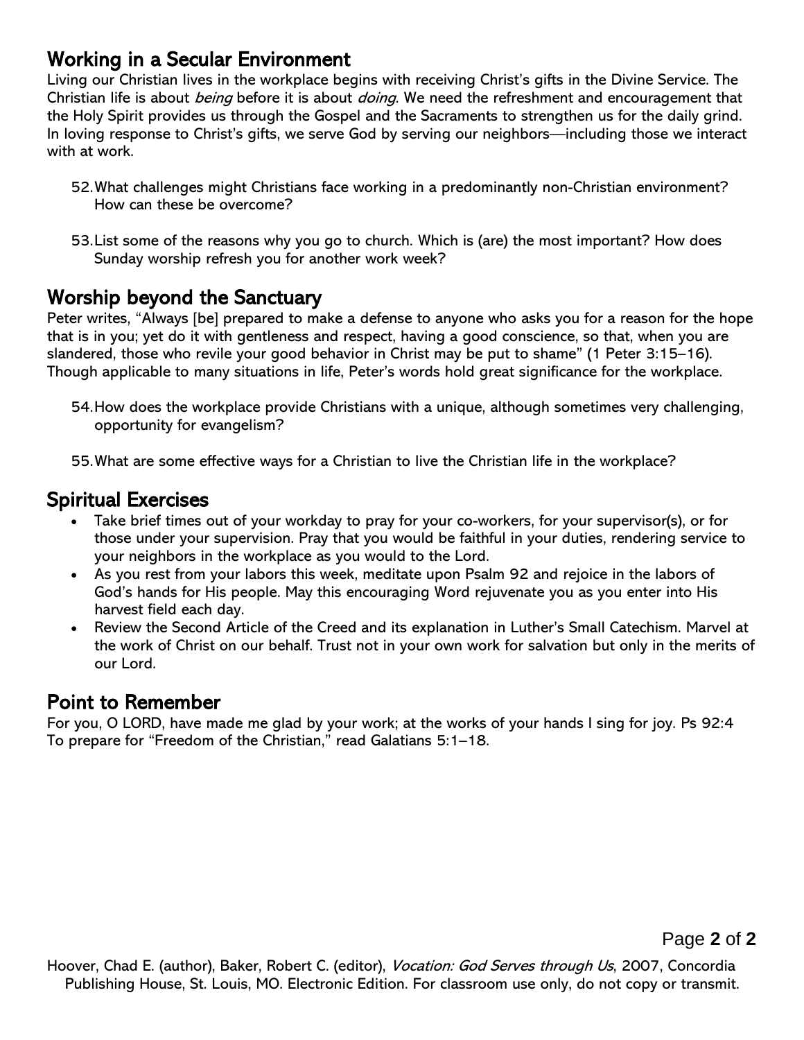## Working in a Secular Environment

Living our Christian lives in the workplace begins with receiving Christ's gifts in the Divine Service. The Christian life is about *being* before it is about *doing*. We need the refreshment and encouragement that the Holy Spirit provides us through the Gospel and the Sacraments to strengthen us for the daily grind. In loving response to Christ's gifts, we serve God by serving our neighbors—including those we interact with at work.

52. What challenges might Christians face working in a predominantly non-Christian environment? How can these be overcome?

53. List some of the reasons why you go to church. Which is (are) the most important? How does Sunday worship refresh you for another work week?

## Worship beyond the Sanctuary

Peter writes, "Always [be] prepared to make a defense to anyone who asks you for a reason for the hope that is in you; yet do it with gentleness and respect, having a good conscience, so that, when you are slandered, those who revile your good behavior in Christ may be put to shame" (1 Peter 3:15–16). Though applicable to many situations in life, Peter's words hold great significance for the workplace.

54. How does the workplace provide Christians with a unique, although sometimes very challenging, opportunity for evangelism?

55. What are some effective ways for a Christian to live the Christian life in the workplace?

## Spiritual Exercises

- Take brief times out of your workday to pray for your co-workers, for your supervisor(s), or for those under your supervision. Pray that you would be faithful in your duties, rendering service to your neighbors in the workplace as you would to the Lord.
- As you rest from your labors this week, meditate upon Psalm 92 and rejoice in the labors of God's hands for His people. May this encouraging Word rejuvenate you as you enter into His harvest field each day.
- Review the Second Article of the Creed and its explanation in Luther's Small Catechism. Marvel at the work of Christ on our behalf. Trust not in your own work for salvation but only in the merits of our Lord.

## Point to Remember

For you, O LORD, have made me glad by your work; at the works of your hands I sing for joy. Ps 92:4
To prepare for "Freedom of the Christian," read Galatians 5:1–18.

Hoover, Chad E. (author), Baker, Robert C. (editor), *Vocation: God Serves through Us*, 2007, Concordia Publishing House, St. Louis, MO. Electronic Edition. For classroom use only, do not copy or transmit.